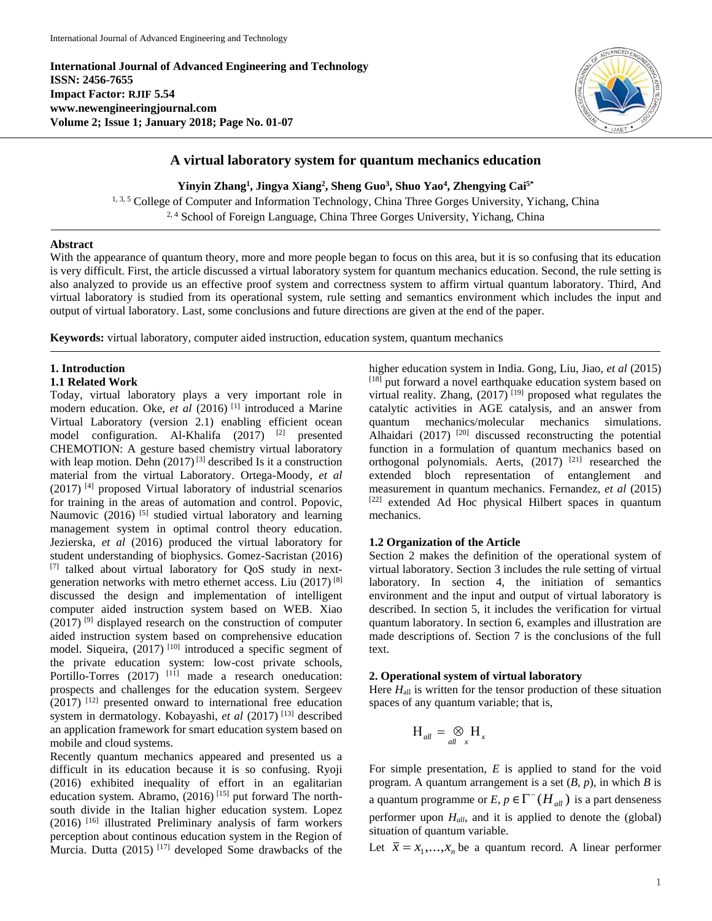**International Journal of Advanced Engineering and Technology**
**ISSN: 2456-7655**
**Impact Factor: RJIF 5.54**
**www.newengineeringjournal.com**
**Volume 2; Issue 1; January 2018; Page No. 01-07**

# A virtual laboratory system for quantum mechanics education

**Yinyin Zhang[1], Jingya Xiang[2], Sheng Guo[3], Shuo Yao[4], Zhengying Cai[5*]**

[1, 3, 5] College of Computer and Information Technology, China Three Gorges University, Yichang, China
[2, 4] School of Foreign Language, China Three Gorges University, Yichang, China

## Abstract

With the appearance of quantum theory, more and more people began to focus on this area, but it is so confusing that its education is very difficult. First, the article discussed a virtual laboratory system for quantum mechanics education. Second, the rule setting is also analyzed to provide us an effective proof system and correctness system to affirm virtual quantum laboratory. Third, And virtual laboratory is studied from its operational system, rule setting and semantics environment which includes the input and output of virtual laboratory. Last, some conclusions and future directions are given at the end of the paper.

**Keywords:** virtual laboratory, computer aided instruction, education system, quantum mechanics

## 1. Introduction

### 1.1 Related Work

Today, virtual laboratory plays a very important role in modern education. Oke, *et al* (2016) [1] introduced a Marine Virtual Laboratory (version 2.1) enabling efficient ocean model configuration. Al-Khalifa (2017) [2] presented CHEMOTION: A gesture based chemistry virtual laboratory with leap motion. Dehn (2017) [3] described Is it a construction material from the virtual Laboratory. Ortega-Moody, *et al* (2017) [4] proposed Virtual laboratory of industrial scenarios for training in the areas of automation and control. Popovic, Naumovic (2016) [5] studied virtual laboratory and learning management system in optimal control theory education. Jezierska, *et al* (2016) produced the virtual laboratory for student understanding of biophysics. Gomez-Sacristan (2016) [7] talked about virtual laboratory for QoS study in next-generation networks with metro ethernet access. Liu (2017) [8] discussed the design and implementation of intelligent computer aided instruction system based on WEB. Xiao (2017) [9] displayed research on the construction of computer aided instruction system based on comprehensive education model. Siqueira, (2017) [10] introduced a specific segment of the private education system: low-cost private schools, Portillo-Torres (2017) [11] made a research oneducation: prospects and challenges for the education system. Sergeev (2017) [12] presented onward to international free education system in dermatology. Kobayashi, *et al* (2017) [13] described an application framework for smart education system based on mobile and cloud systems.

Recently quantum mechanics appeared and presented us a difficult in its education because it is so confusing. Ryoji (2016) exhibited inequality of effort in an egalitarian education system. Abramo, (2016) [15] put forward The north-south divide in the Italian higher education system. Lopez (2016) [16] illustrated Preliminary analysis of farm workers perception about continous education system in the Region of Murcia. Dutta (2015) [17] developed Some drawbacks of the higher education system in India. Gong, Liu, Jiao, *et al* (2015) [18] put forward a novel earthquake education system based on virtual reality. Zhang, (2017) [19] proposed what regulates the catalytic activities in AGE catalysis, and an answer from quantum mechanics/molecular mechanics simulations. Alhaidari (2017) [20] discussed reconstructing the potential function in a formulation of quantum mechanics based on orthogonal polynomials. Aerts, (2017) [21] researched the extended bloch representation of entanglement and measurement in quantum mechanics. Fernandez, *et al* (2015) [22] extended Ad Hoc physical Hilbert spaces in quantum mechanics.

### 1.2 Organization of the Article

Section 2 makes the definition of the operational system of virtual laboratory. Section 3 includes the rule setting of virtual laboratory. In section 4, the initiation of semantics environment and the input and output of virtual laboratory is described. In section 5, it includes the verification for virtual quantum laboratory. In section 6, examples and illustration are made descriptions of. Section 7 is the conclusions of the full text.

## 2. Operational system of virtual laboratory

Here $H_{\text{all}}$ is written for the tensor production of these situation spaces of any quantum variable; that is,

$$\mathrm{H}_{all} = \underset{all}{\otimes}_{x} \mathrm{H}_{x}$$

For simple presentation, *E* is applied to stand for the void program. A quantum arrangement is a set (*B*, *p*), in which *B* is a quantum programme or *E*, $p \in \Gamma^{-}(H_{all})$ is a part denseness performer upon $H_{all}$, and it is applied to denote the (global) situation of quantum variable.

Let $\overline{x} = x_1,\ldots,x_n$ be a quantum record. A linear performer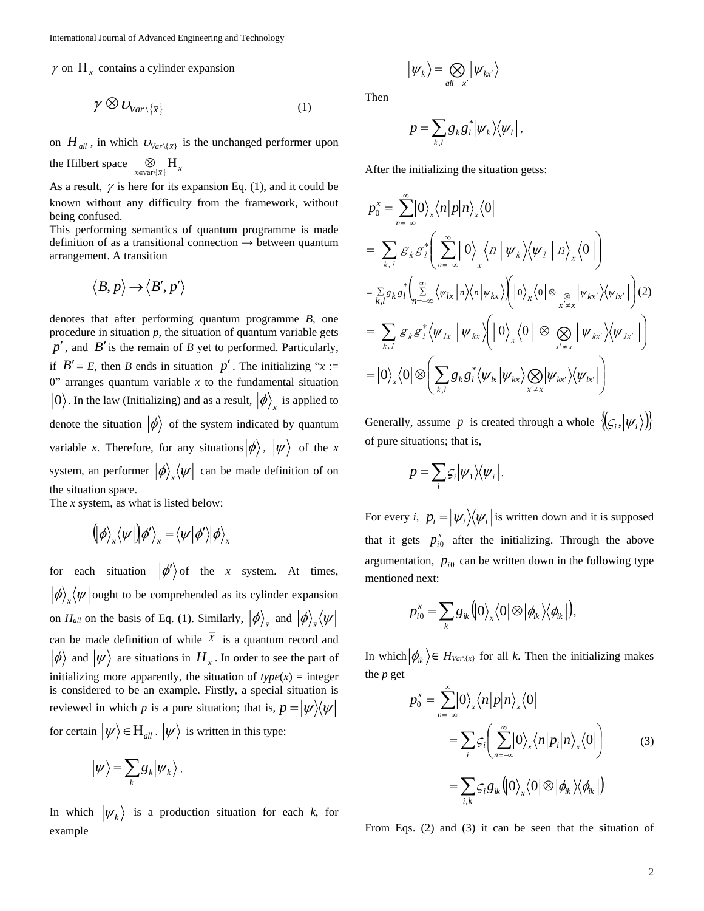$\gamma$ on $\mathrm{H}_{\bar{x}}$ contains a cylinder expansion

$$\gamma \otimes \upsilon_{Var\setminus\{\bar{x}\}} \tag{1}$$

on $H_{all}$, in which $\upsilon_{Var\setminus\{\bar{x}\}}$ is the unchanged performer upon the Hilbert space $\bigotimes_{x\in \mathrm{var}\setminus\{\bar{x}\}} \mathrm{H}_x$

As a result, $\gamma$ is here for its expansion Eq. (1), and it could be known without any difficulty from the framework, without being confused.

This performing semantics of quantum programme is made definition of as a transitional connection → between quantum arrangement. A transition

$$\langle B, p\rangle \rightarrow \langle B', p'\rangle$$

denotes that after performing quantum programme *B*, one procedure in situation *p*, the situation of quantum variable gets $p'$, and $B'$ is the remain of *B* yet to performed. Particularly, if $B' \equiv E$, then *B* ends in situation $p'$. The initializing "*x* := 0" arranges quantum variable *x* to the fundamental situation $|0\rangle$. In the law (Initializing) and as a result, $|\phi\rangle_x$ is applied to denote the situation $|\phi\rangle$ of the system indicated by quantum variable *x*. Therefore, for any situations $|\phi\rangle$, $|\psi\rangle$ of the *x* system, an performer $|\phi\rangle_x\langle\psi|$ can be made definition of on the situation space.

The *x* system, as what is listed below:

$$\left(|\phi\rangle_x\langle\psi|\right)|\phi'\rangle_x = \langle\psi|\phi'\rangle|\phi\rangle_x$$

for each situation $|\phi'\rangle$ of the *x* system. At times, $|\phi\rangle_x\langle\psi|$ ought to be comprehended as its cylinder expansion on $H_{all}$ on the basis of Eq. (1). Similarly, $|\phi\rangle_{\bar{x}}$ and $|\phi\rangle_{\bar{x}}\langle\psi|$ can be made definition of while $\bar{X}$ is a quantum record and $|\phi\rangle$ and $|\psi\rangle$ are situations in $H_{\bar{x}}$. In order to see the part of initializing more apparently, the situation of *type*(*x*) = integer is considered to be an example. Firstly, a special situation is reviewed in which *p* is a pure situation; that is, $p = |\psi\rangle\langle\psi|$ for certain $|\psi\rangle \in \mathrm{H}_{all}$. $|\psi\rangle$ is written in this type:

$$|\psi\rangle = \sum_k g_k |\psi_k\rangle,$$

In which $|\psi_k\rangle$ is a production situation for each *k*, for example

$$|\psi_k\rangle = \bigotimes_{all\quad x'} |\psi_{kx'}\rangle$$

Then

$$p = \sum_{k,l} g_k g_l^* |\psi_k\rangle\langle\psi_l|,$$

After the initializing the situation getss:

$$\begin{aligned}
p_0^x &= \sum_{n=-\infty}^{\infty} |0\rangle_x \langle n|p|n\rangle_x \langle 0| \\
&= \sum_{k,l} g_k g_l^* \left( \sum_{n=-\infty}^{\infty} |0\rangle_x \langle n|\psi_k\rangle\langle\psi_l|n\rangle_x \langle 0| \right) \\
&= \sum_{k,l} g_k g_l^* \left( \sum_{n=-\infty}^{\infty} \langle\psi_{lx}|n\rangle\langle n|\psi_{kx}\rangle \right) \left( |0\rangle_x\langle 0| \otimes \bigotimes_{x'\neq x} |\psi_{kx'}\rangle\langle\psi_{lx'}| \right) \\
&= \sum_{k,l} g_k g_l^* \langle\psi_{lx}|\psi_{kx}\rangle \left( |0\rangle_x\langle 0| \otimes \bigotimes_{x'\neq x} |\psi_{kx'}\rangle\langle\psi_{lx'}| \right) \\
&= |0\rangle_x\langle 0| \otimes \left( \sum_{k,l} g_k g_l^* \langle\psi_{lx}|\psi_{kx}\rangle \bigotimes_{x'\neq x} |\psi_{kx'}\rangle\langle\psi_{lx'}| \right)
\end{aligned} \tag{2}$$

Generally, assume $p$ is created through a whole $\{(\varsigma_i, |\psi_i\rangle)\}$ of pure situations; that is,

$$p = \sum_i \varsigma_i |\psi_1\rangle\langle\psi_i|.$$

For every *i*, $p_i = |\psi_i\rangle\langle\psi_i|$ is written down and it is supposed that it gets $p_{i0}^x$ after the initializing. Through the above argumentation, $p_{i0}$ can be written down in the following type mentioned next:

$$p_{i0}^x = \sum_k g_{ik} \left( |0\rangle_x\langle 0| \otimes |\phi_{ik}\rangle\langle\phi_{ik}| \right),$$

In which $|\phi_{ik}\rangle \in H_{Var\setminus\{x\}}$ for all *k*. Then the initializing makes the *p* get

$$\begin{aligned}
p_0^x &= \sum_{n=-\infty}^{\infty} |0\rangle_x \langle n|p|n\rangle_x \langle 0| \\
&= \sum_i \varsigma_i \left( \sum_{n=-\infty}^{\infty} |0\rangle_x \langle n|p_i|n\rangle_x \langle 0| \right) \\
&= \sum_{i,k} \varsigma_i g_{ik} \left( |0\rangle_x\langle 0| \otimes |\phi_{ik}\rangle\langle\phi_{ik}| \right)
\end{aligned} \tag{3}$$

From Eqs. (2) and (3) it can be seen that the situation of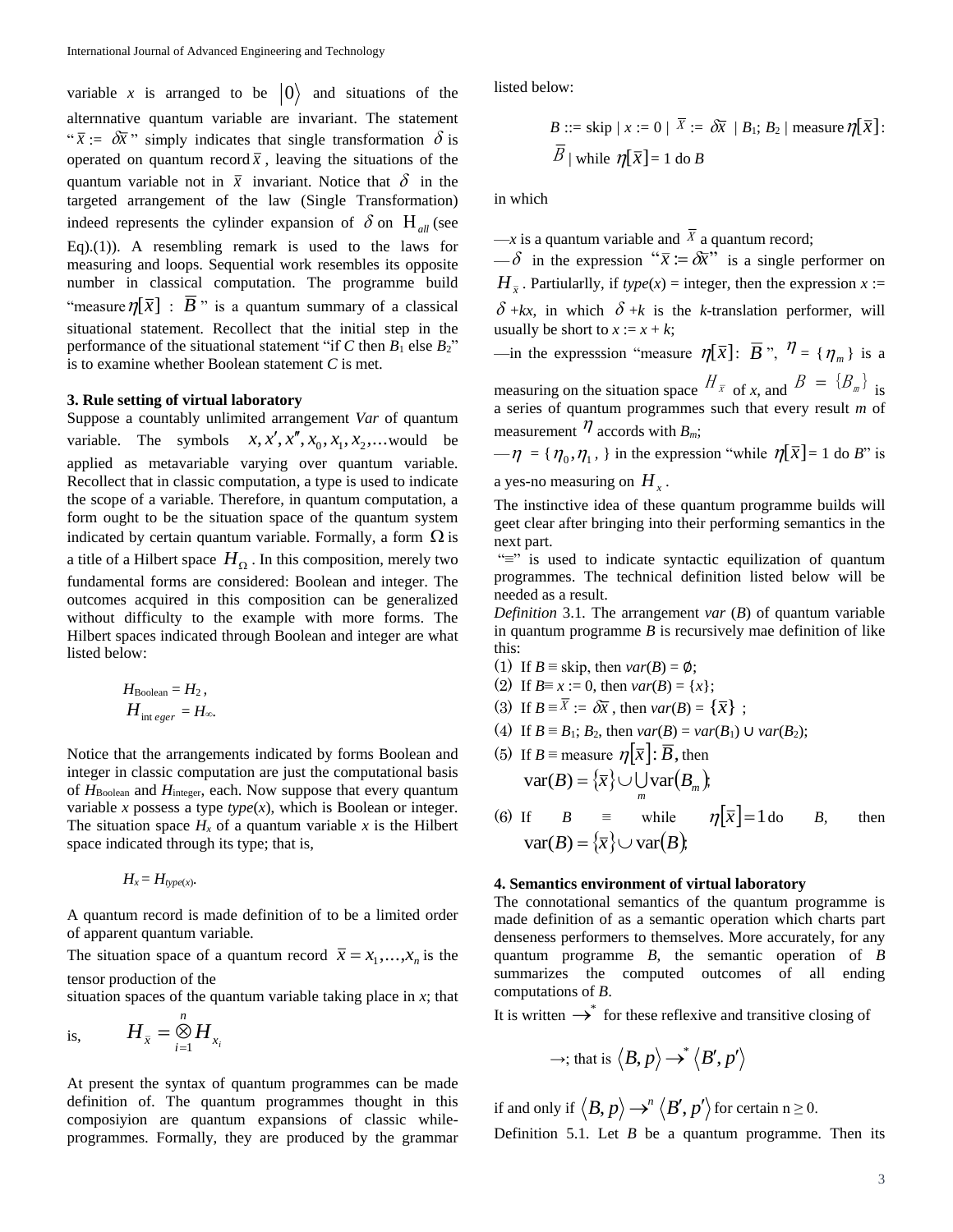variable $x$ is arranged to be $|0\rangle$ and situations of the alternnative quantum variable are invariant. The statement "$\overline{x} := \delta\overline{x}$" simply indicates that single transformation $\delta$ is operated on quantum record $\overline{x}$, leaving the situations of the quantum variable not in $\overline{x}$ invariant. Notice that $\delta$ in the targeted arrangement of the law (Single Transformation) indeed represents the cylinder expansion of $\delta$ on $\mathrm{H}_{all}$ (see Eq.).(1)). A resembling remark is used to the laws for measuring and loops. Sequential work resembles its opposite number in classical computation. The programme build "measure $\eta[\overline{x}]$ : $\overline{B}$" is a quantum summary of a classical situational statement. Recollect that the initial step in the performance of the situational statement "if $C$ then $B_1$ else $B_2$" is to examine whether Boolean statement $C$ is met.

### 3. Rule setting of virtual laboratory

Suppose a countably unlimited arrangement *Var* of quantum variable. The symbols $x, x', x'', x_0, x_1, x_2, \ldots$ would be applied as metavariable varying over quantum variable. Recollect that in classic computation, a type is used to indicate the scope of a variable. Therefore, in quantum computation, a form ought to be the situation space of the quantum system indicated by certain quantum variable. Formally, a form $\Omega$ is a title of a Hilbert space $H_\Omega$. In this composition, merely two fundamental forms are considered: Boolean and integer. The outcomes acquired in this composition can be generalized without difficulty to the example with more forms. The Hilbert spaces indicated through Boolean and integer are what listed below:

$$H_{\text{Boolean}} = H_2,$$
$$H_{\text{integer}} = H_\infty.$$

Notice that the arrangements indicated by forms Boolean and integer in classic computation are just the computational basis of $H_{\text{Boolean}}$ and $H_{\text{integer}}$, each. Now suppose that every quantum variable $x$ possess a type $type(x)$, which is Boolean or integer. The situation space $H_x$ of a quantum variable $x$ is the Hilbert space indicated through its type; that is,

$$H_x = H_{type(x)}.$$

A quantum record is made definition of to be a limited order of apparent quantum variable.

The situation space of a quantum record $\overline{x} = x_1, \ldots, x_n$ is the tensor production of the situation spaces of the quantum variable taking place in $x$; that is,

$$H_{\overline{x}} = \bigotimes_{i=1}^{n} H_{x_i}$$

At present the syntax of quantum programmes can be made definition of. The quantum programmes thought in this composiyion are quantum expansions of classic while-programmes. Formally, they are produced by the grammar listed below:

$$B ::= \text{skip} \mid x := 0 \mid \overline{x} := \delta\overline{x} \mid B_1; B_2 \mid \text{measure}\ \eta[\overline{x}] : \overline{B} \mid \text{while}\ \eta[\overline{x}] = 1\ \text{do}\ B$$

in which

—$x$ is a quantum variable and $\overline{x}$ a quantum record;

—$\delta$ in the expression "$\overline{x} := \delta\overline{x}$" is a single performer on $H_{\overline{x}}$. Partiularlly, if $type(x)$ = integer, then the expression $x := \delta_{+k}x$, in which $\delta_{+k}$ is the $k$-translation performer, will usually be short to $x := x + k$;

—in the expresssion "measure $\eta[\overline{x}]$: $\overline{B}$", $\eta = \{\eta_m\}$ is a measuring on the situation space $H_{\overline{x}}$ of $x$, and $\overline{B} = \{B_m\}$ is a series of quantum programmes such that every result $m$ of measurement $\eta$ accords with $B_m$;

—$\eta = \{\eta_0, \eta_1,\}$ in the expression "while $\eta[\overline{x}] = 1$ do $B$" is a yes-no measuring on $H_x$.

The instinctive idea of these quantum programme builds will geet clear after bringing into their performing semantics in the next part.

"≡" is used to indicate syntactic equilization of quantum programmes. The technical definition listed below will be needed as a result.

*Definition* 3.1. The arrangement $var(B)$ of quantum variable in quantum programme $B$ is recursively mae definition of like this:

(1) If $B \equiv$ skip, then $var(B) = \emptyset$;
(2) If $B \equiv x := 0$, then $var(B) = \{x\}$;
(3) If $B \equiv \overline{x} := \delta\overline{x}$, then $var(B) = \{\overline{x}\}$;
(4) If $B \equiv B_1; B_2$, then $var(B) = var(B_1) \cup var(B_2)$;
(5) If $B \equiv$ measure $\eta[\overline{x}] : \overline{B}$, then $\text{var}(B) = \{\overline{x}\} \cup \bigcup_m \text{var}(B_m)$;
(6) If $B \equiv$ while $\eta[\overline{x}] = 1$ do $B$, then $\text{var}(B) = \{\overline{x}\} \cup \text{var}(B)$;

### 4. Semantics environment of virtual laboratory

The connotational semantics of the quantum programme is made definition of as a semantic operation which charts part denseness performers to themselves. More accurately, for any quantum programme $B$, the semantic operation of $B$ summarizes the computed outcomes of all ending computations of $B$.

It is written $\rightarrow^*$ for these reflexive and transitive closing of $\rightarrow$; that is $\langle B, p\rangle \rightarrow^* \langle B', p'\rangle$

if and only if $\langle B, p\rangle \rightarrow^n \langle B', p'\rangle$ for certain $n \geq 0$.

Definition 5.1. Let $B$ be a quantum programme. Then its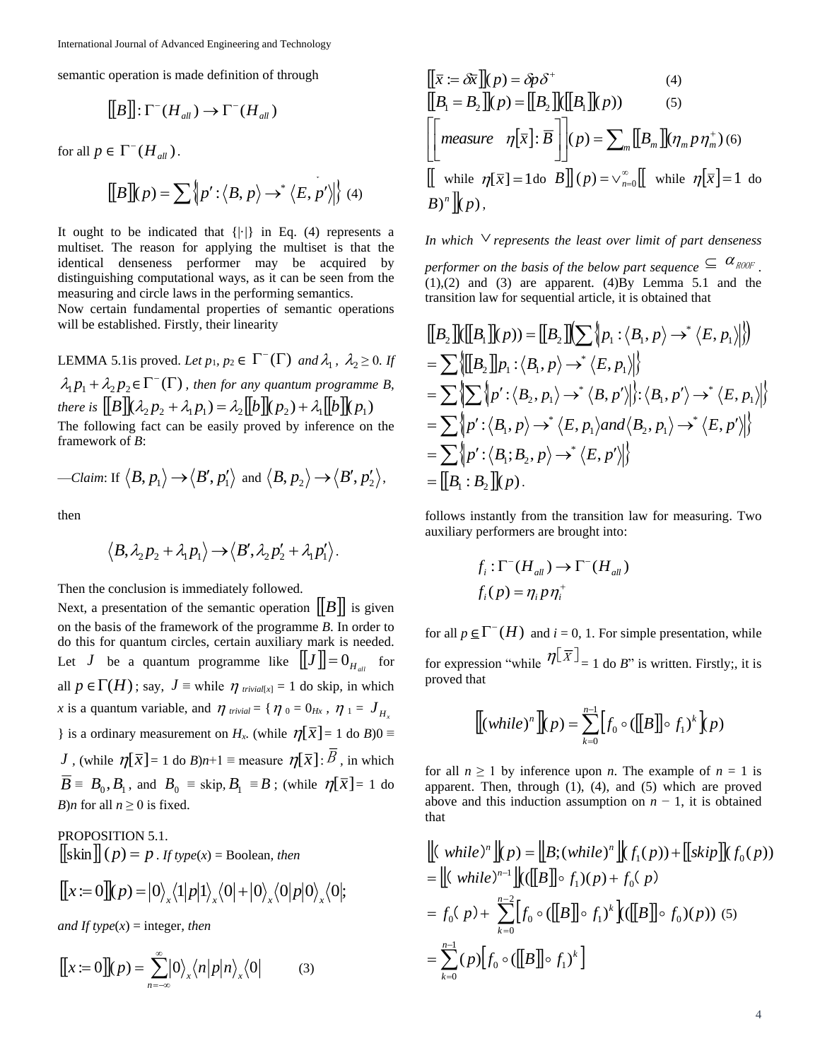semantic operation is made definition of through

$$[\![B]\!]: \Gamma^{-}(H_{all}) \rightarrow \Gamma^{-}(H_{all})$$

for all $p \in \Gamma^{-}(H_{all})$.

$$[\![B]\!](p) = \sum \{\!|p' : \langle B, p \rangle \rightarrow^{*} \langle E, p' \rangle|\!\} \quad (4)$$

It ought to be indicated that {|·|} in Eq. (4) represents a multiset. The reason for applying the multiset is that the identical denseness performer may be acquired by distinguishing computational ways, as it can be seen from the measuring and circle laws in the performing semantics.

Now certain fundamental properties of semantic operations will be established. Firstly, their linearity

LEMMA 5.1is proved. *Let* $p_1, p_2 \in \Gamma^{-}(\Gamma)$ *and* $\lambda_1, \lambda_2 \geq 0$. *If* $\lambda_1 p_1 + \lambda_2 p_2 \in \Gamma^{-}(\Gamma)$ *, then for any quantum programme B, there is* $[\![B]\!](\lambda_2 p_2 + \lambda_1 p_1) = \lambda_2 [\![b]\!](p_2) + \lambda_1 [\![b]\!](p_1)$

The following fact can be easily proved by inference on the framework of *B*:

—*Claim*: If $\langle B, p_1 \rangle \rightarrow \langle B', p_1' \rangle$ and $\langle B, p_2 \rangle \rightarrow \langle B', p_2' \rangle$,

then

$$\langle B, \lambda_2 p_2 + \lambda_1 p_1 \rangle \rightarrow \langle B', \lambda_2 p_2' + \lambda_1 p_1' \rangle.$$

Then the conclusion is immediately followed.

Next, a presentation of the semantic operation $[\![B]\!]$ is given on the basis of the framework of the programme *B*. In order to do this for quantum circles, certain auxiliary mark is needed. Let $J$ be a quantum programme like $[\![J]\!] = 0_{H_{all}}$ for all $p \in \Gamma(H)$; say, $J \equiv$ while $\eta_{trivial}[x] = 1$ do skip, in which *x* is a quantum variable, and $\eta_{trivial} = \{\eta_0 = 0_{Hx}, \eta_1 = J_{H_x}\}$ is a ordinary measurement on $H_x$. (while $\eta[\bar{x}] = 1$ do $B)0 \equiv J$, (while $\eta[\bar{x}] = 1$ do $B)n+1 \equiv$ measure $\eta[\bar{x}] : \bar{B}$, in which $\bar{B} \equiv B_0, B_1$, and $B_0 \equiv$ skip, $B_1 \equiv B$; (while $\eta[\bar{x}] = 1$ do $B)n$ for all $n \geq 0$ is fixed.

PROPOSITION 5.1.
$[\![\text{skin}]\!](p) = p$. *If type*(*x*) = Boolean, *then*

$$[\![x := 0]\!](p) = |0\rangle_x \langle 1|p|1\rangle_x \langle 0| + |0\rangle_x \langle 0|p|0\rangle_x \langle 0|;$$

*and If type*(*x*) = integer, *then*

$$[\![x := 0]\!](p) = \sum_{n=-\infty}^{\infty} |0\rangle_x \langle n|p|n\rangle_x \langle 0| \quad (3)$$

$$[\![\bar{x} := \delta\bar{x}]\!](p) = \delta p \delta^{+} \quad (4)$$

$$[\![B_1 = B_2]\!](p) = [\![B_2]\!]([\![B_1]\!](p)) \quad (5)$$

$$\left[\!\left[ measure \quad \eta[\bar{x}] : \bar{B} \right]\!\right](p) = \sum_m [\![B_m]\!](\eta_m p \eta_m^{+}) \quad (6)$$

$$[\![ \text{ while } \eta[\bar{x}] = 1 \text{do } B]\!](p) = \vee_{n=0}^{\infty} [\![ \text{ while } \eta[\bar{x}] = 1 \text{ do } B)^n ]\!](p),$$

*In which* $\vee$ *represents the least over limit of part denseness performer on the basis of the below part sequence* $\subseteq \alpha_{ROOF}$. (1),(2) and (3) are apparent. (4)By Lemma 5.1 and the transition law for sequential article, it is obtained that

$$\begin{aligned}
[\![B_2]\!]([\![B_1]\!](p)) &= [\![B_2]\!]\left(\sum \{\!|p_1 : \langle B_1, p \rangle \rightarrow^{*} \langle E, p_1 \rangle|\!\}\right) \\
&= \sum \{\!|[\![B_2]\!] p_1 : \langle B_1, p \rangle \rightarrow^{*} \langle E, p_1 \rangle|\!\} \\
&= \sum \{\!|\sum \{\!|p' : \langle B_2, p_1 \rangle \rightarrow^{*} \langle B, p' \rangle|\!\} : \langle B_1, p' \rangle \rightarrow^{*} \langle E, p_1 \rangle|\!\} \\
&= \sum \{\!|p' : \langle B_1, p \rangle \rightarrow^{*} \langle E, p_1 \rangle and \langle B_2, p_1 \rangle \rightarrow^{*} \langle E, p' \rangle|\!\} \\
&= \sum \{\!|p' : \langle B_1; B_2, p \rangle \rightarrow^{*} \langle E, p' \rangle|\!\} \\
&= [\![B_1 : B_2]\!](p).
\end{aligned}$$

follows instantly from the transition law for measuring. Two auxiliary performers are brought into:

$$f_i : \Gamma^{-}(H_{all}) \rightarrow \Gamma^{-}(H_{all})$$
$$f_i(p) = \eta_i p \eta_i^{+}$$

for all $p \in \Gamma^{-}(H)$ and $i = 0, 1$. For simple presentation, while for expression "while $\eta[\bar{x}] = 1$ do *B*" is written. Firstly;, it is proved that

$$[\![(while)^n]\!](p) = \sum_{k=0}^{n-1} \left[ f_0 \circ ([\![B]\!] \circ f_1)^k \right](p)$$

for all $n \geq 1$ by inference upon *n*. The example of $n = 1$ is apparent. Then, through (1), (4), and (5) which are proved above and this induction assumption on $n - 1$, it is obtained that

$$\begin{aligned}
[\![(\ while)^n]\!](p) &= [\![B; (while)^n]\!](f_1(p)) + [\![skip]\!](f_0(p)) \\
&= [\![(\ while)^{n-1}]\!](([\![B]\!] \circ f_1)(p) + f_0(p)) \\
&= f_0(p) + \sum_{k=0}^{n-2} \left[ f_0 \circ ([\![B]\!] \circ f_1)^k \right](([\![B]\!] \circ f_0)(p)) \quad (5) \\
&= \sum_{k=0}^{n-1} (p) \left[ f_0 \circ ([\![B]\!] \circ f_1)^k \right]
\end{aligned}$$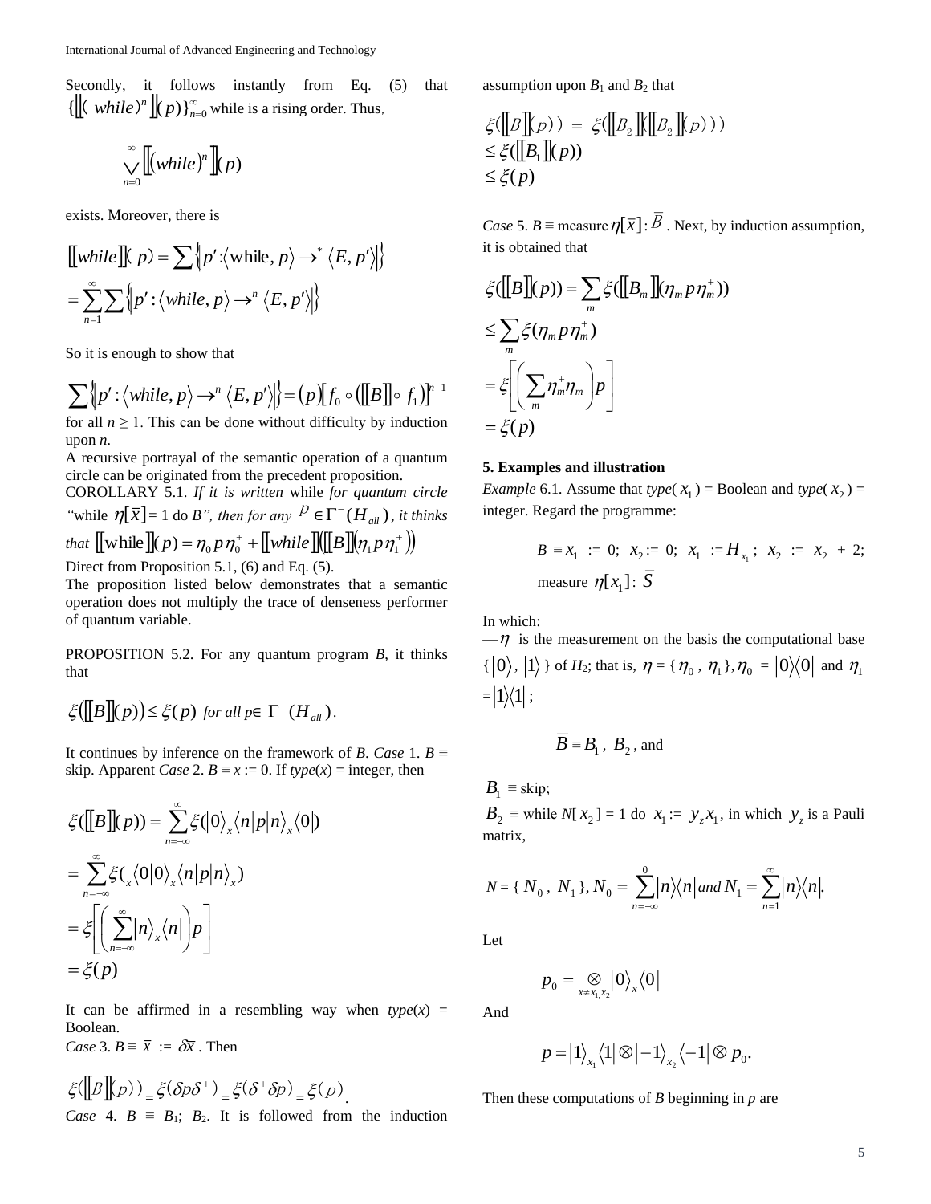Secondly, it follows instantly from Eq. (5) that $\{[\![( while)^n ]\!](p)\}_{n=0}^{\infty}$ while is a rising order. Thus,

$$\bigvee_{n=0}^{\infty} [\![(while)^n ]\!](p)$$

exists. Moreover, there is

$$[\![while]\!](p) = \sum \{\!| p' : \langle \text{while}, p \rangle \to^* \langle E, p' \rangle |\!\}$$
$$= \sum_{n=1}^{\infty} \sum \{\!| p' : \langle while, p \rangle \to^n \langle E, p' \rangle |\!\}$$

So it is enough to show that

$$\sum \{\!| p' : \langle while, p \rangle \to^n \langle E, p' \rangle |\!\} = (p)[f_0 \circ ([\![B]\!] \circ f_1)]^{n-1}$$

for all $n \geq 1$. This can be done without difficulty by induction upon $n$.

A recursive portrayal of the semantic operation of a quantum circle can be originated from the precedent proposition.

COROLLARY 5.1. *If it is written* while *for quantum circle "*while $\eta[\overline{x}] = 1$ do $B$*", then for any* $p \in \Gamma^-(H_{all})$*, it thinks that* $[\![\text{while}]\!](p) = \eta_0 p \eta_0^+ + [\![while]\!]([\![B]\!](\eta_1 p \eta_1^+))$

Direct from Proposition 5.1, (6) and Eq. (5).

The proposition listed below demonstrates that a semantic operation does not multiply the trace of denseness performer of quantum variable.

PROPOSITION 5.2. For any quantum program $B$, it thinks that

$$\xi([\![B]\!](p)) \leq \xi(p) \text{ for all } p \in \Gamma^-(H_{all}).$$

It continues by inference on the framework of $B$. *Case* 1. $B \equiv$ skip. Apparent *Case* 2. $B \equiv x := 0$. If *type*($x$) = integer, then

$$\xi([\![B]\!](p)) = \sum_{n=-\infty}^{\infty} \xi(|0\rangle_x \langle n| p |n\rangle_x \langle 0|)$$
$$= \sum_{n=-\infty}^{\infty} \xi({}_x\langle 0|0\rangle_x \langle n| p |n\rangle_x)$$
$$= \xi\left[\left(\sum_{n=-\infty}^{\infty} |n\rangle_x \langle n|\right) p\right]$$
$$= \xi(p)$$

It can be affirmed in a resembling way when *type*($x$) = Boolean.

*Case* 3. $B \equiv \overline{x} := \delta\overline{x}$. Then

$$\xi([\![B]\!](p)) = \xi(\delta p \delta^+) = \xi(\delta^+ \delta p) = \xi(p).$$

*Case* 4. $B \equiv B_1; B_2$. It is followed from the induction assumption upon $B_1$ and $B_2$ that

$$\xi([\![B]\!](p)) = \xi([\![B_2]\!]([\![B_2]\!](p)))$$
$$\leq \xi([\![B_1]\!](p))$$
$$\leq \xi(p)$$

*Case* 5. $B \equiv$ measure $\eta[\overline{x}] : \overline{B}$. Next, by induction assumption, it is obtained that

$$\xi([\![B]\!](p)) = \sum_m \xi([\![B_m]\!](\eta_m p \eta_m^+))$$
$$\leq \sum_m \xi(\eta_m p \eta_m^+)$$
$$= \xi\left[\left(\sum_m \eta_m^+ \eta_m\right) p\right]$$
$$= \xi(p)$$

## 5. Examples and illustration

*Example* 6.1. Assume that *type*($x_1$) = Boolean and *type*($x_2$) = integer. Regard the programme:

> $B \equiv x_1 := 0;\ x_2 := 0;\ x_1 := H_{x_1};\ x_2 := x_2 + 2;$ measure $\eta[x_1] : \overline{S}$

In which:

— $\eta$ is the measurement on the basis the computational base $\{|0\rangle, |1\rangle\}$ of $H_2$; that is, $\eta = \{\eta_0, \eta_1\}, \eta_0 = |0\rangle\langle 0|$ and $\eta_1 = |1\rangle\langle 1|$;

> — $\overline{B} \equiv B_1, B_2$, and

$B_1 \equiv$ skip;

$B_2 \equiv$ while $N[x_2] = 1$ do $x_1 := y_z x_1$, in which $y_z$ is a Pauli matrix,

$$N = \{N_0, N_1\}, N_0 = \sum_{n=-\infty}^{0} |n\rangle\langle n| \text{ and } N_1 = \sum_{n=1}^{\infty} |n\rangle\langle n|.$$

Let

$$p_0 = \bigotimes_{x \neq x_1, x_2} |0\rangle_x \langle 0|$$

And

$$p = |1\rangle_{x_1} \langle 1| \otimes |-1\rangle_{x_2} \langle -1| \otimes p_0.$$

Then these computations of $B$ beginning in $p$ are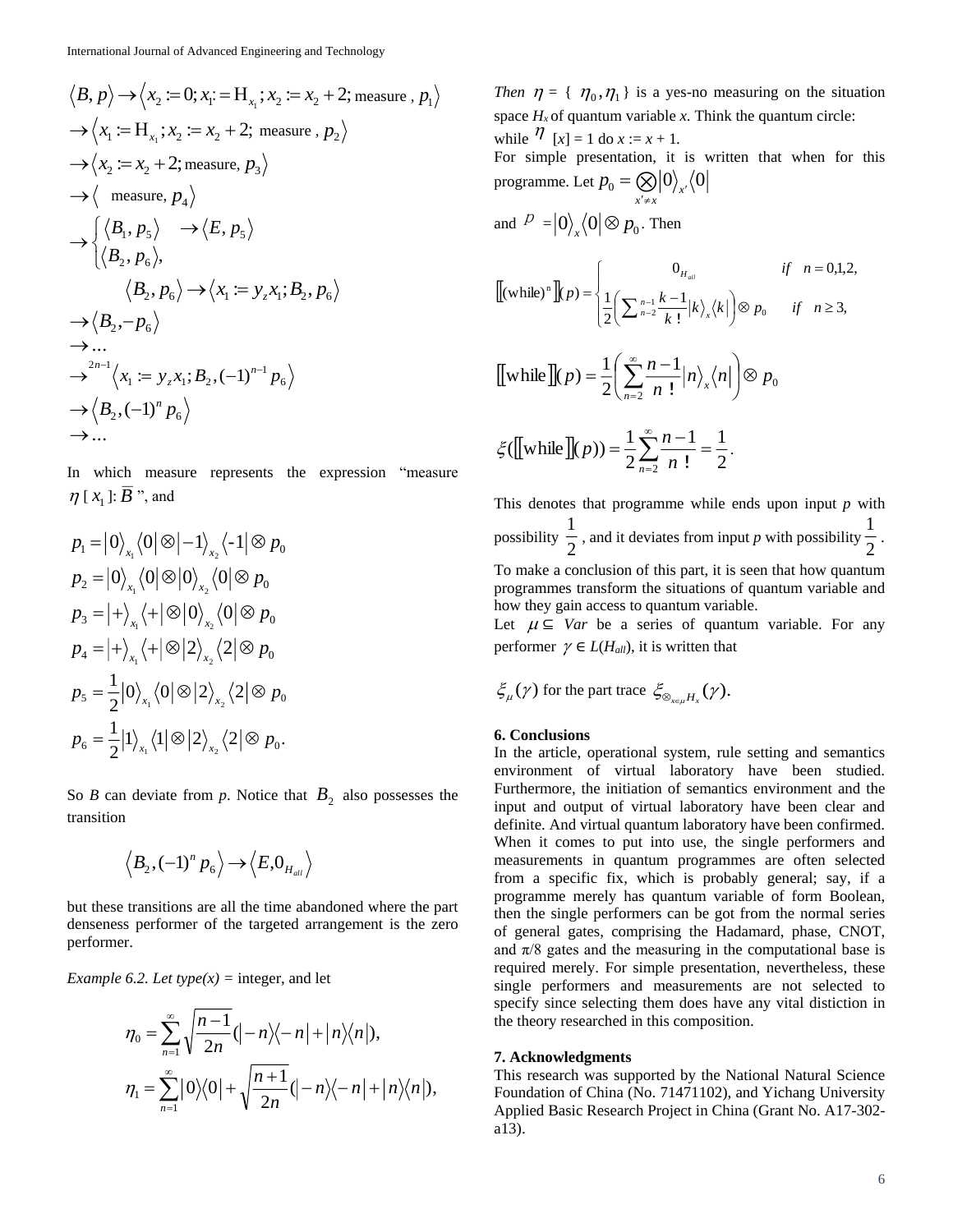$$\langle B, p\rangle \rightarrow \langle x_2 := 0; x_1 := \mathrm{H}_{x_1}; x_2 := x_2 + 2; \text{measure}, p_1\rangle$$

$$\rightarrow \langle x_1 := \mathrm{H}_{x_1}; x_2 := x_2 + 2; \text{ measure}, p_2\rangle$$

$$\rightarrow \langle x_2 := x_2 + 2; \text{measure}, p_3\rangle$$

$$\rightarrow \langle \text{ measure}, p_4\rangle$$

$$\rightarrow \begin{cases} \langle B_1, p_5\rangle & \rightarrow \langle E, p_5\rangle \\ \langle B_2, p_6\rangle, & \end{cases}$$

$$\langle B_2, p_6\rangle \rightarrow \langle x_1 := y_z x_1; B_2, p_6\rangle$$

$$\rightarrow \langle B_2, -p_6\rangle$$

$$\rightarrow \ldots$$

$$\rightarrow^{2n-1} \langle x_1 := y_z x_1; B_2, (-1)^{n-1} p_6\rangle$$

$$\rightarrow \langle B_2, (-1)^n p_6\rangle$$

$$\rightarrow \ldots$$

In which measure represents the expression "measure $\eta$ [ $x_1$ ]: $\overline{B}$ ", and

$$p_1 = |0\rangle_{x_1}\langle 0| \otimes |-1\rangle_{x_2}\langle -1| \otimes p_0$$

$$p_2 = |0\rangle_{x_1}\langle 0| \otimes |0\rangle_{x_2}\langle 0| \otimes p_0$$

$$p_3 = |+\rangle_{x_1}\langle +| \otimes |0\rangle_{x_2}\langle 0| \otimes p_0$$

$$p_4 = |+\rangle_{x_1}\langle +| \otimes |2\rangle_{x_2}\langle 2| \otimes p_0$$

$$p_5 = \frac{1}{2}|0\rangle_{x_1}\langle 0| \otimes |2\rangle_{x_2}\langle 2| \otimes p_0$$

$$p_6 = \frac{1}{2}|1\rangle_{x_1}\langle 1| \otimes |2\rangle_{x_2}\langle 2| \otimes p_0.$$

So *B* can deviate from *p*. Notice that $B_2$ also possesses the transition

$$\langle B_2, (-1)^n p_6\rangle \rightarrow \langle E, 0_{H_{all}}\rangle$$

but these transitions are all the time abandoned where the part denseness performer of the targeted arrangement is the zero performer.

*Example 6.2. Let type(x) =* integer, and let

$$\eta_0 = \sum_{n=1}^{\infty} \sqrt{\frac{n-1}{2n}}(|-n\rangle\langle -n| + |n\rangle\langle n|),$$

$$\eta_1 = \sum_{n=1}^{\infty} |0\rangle\langle 0| + \sqrt{\frac{n+1}{2n}}(|-n\rangle\langle -n| + |n\rangle\langle n|),$$

*Then* $\eta = \{\eta_0, \eta_1\}$ is a yes-no measuring on the situation space $H_x$ of quantum variable *x*. Think the quantum circle:
while $\eta$ [*x*] = 1 do *x* := *x* + 1.
For simple presentation, it is written that when for this programme. Let $p_0 = \bigotimes_{x' \neq x} |0\rangle_{x'}\langle 0|$

and $p = |0\rangle_x\langle 0| \otimes p_0$. Then

$$[\![(\text{while})^n]\!](p) = \begin{cases} 0_{H_{all}} & if \quad n = 0,1,2, \\ \frac{1}{2}\left(\sum_{n-2}^{n-1} \frac{k-1}{k\,!}|k\rangle_x\langle k|\right) \otimes p_0 & if \quad n \geq 3, \end{cases}$$

$$[\![\text{while}]\!](p) = \frac{1}{2}\left(\sum_{n=2}^{\infty} \frac{n-1}{n\,!}|n\rangle_x\langle n|\right) \otimes p_0$$

$$\xi([\![\text{while}]\!](p)) = \frac{1}{2}\sum_{n=2}^{\infty} \frac{n-1}{n\,!} = \frac{1}{2}.$$

This denotes that programme while ends upon input *p* with possibility $\frac{1}{2}$ , and it deviates from input *p* with possibility $\frac{1}{2}$ .
To make a conclusion of this part, it is seen that how quantum programmes transform the situations of quantum variable and how they gain access to quantum variable.
Let $\mu \subseteq$ *Var* be a series of quantum variable. For any performer $\gamma \in L(H_{all})$, it is written that

$\xi_\mu(\gamma)$ for the part trace $\xi_{\otimes_{x \in \mu} H_x}(\gamma)$.

## 6. Conclusions

In the article, operational system, rule setting and semantics environment of virtual laboratory have been studied. Furthermore, the initiation of semantics environment and the input and output of virtual laboratory have been clear and definite. And virtual quantum laboratory have been confirmed. When it comes to put into use, the single performers and measurements in quantum programmes are often selected from a specific fix, which is probably general; say, if a programme merely has quantum variable of form Boolean, then the single performers can be got from the normal series of general gates, comprising the Hadamard, phase, CNOT, and π/8 gates and the measuring in the computational base is required merely. For simple presentation, nevertheless, these single performers and measurements are not selected to specify since selecting them does have any vital distiction in the theory researched in this composition.

## 7. Acknowledgments

This research was supported by the National Natural Science Foundation of China (No. 71471102), and Yichang University Applied Basic Research Project in China (Grant No. A17-302-a13).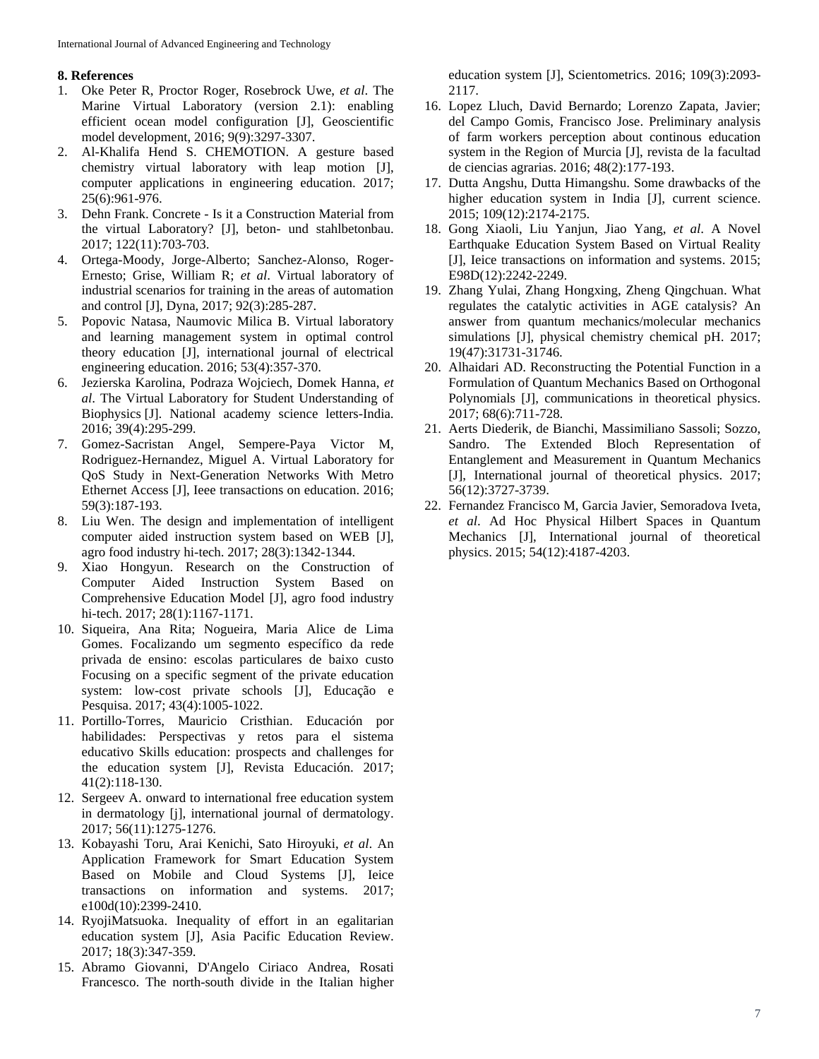## 8. References

1. Oke Peter R, Proctor Roger, Rosebrock Uwe, *et al*. The Marine Virtual Laboratory (version 2.1): enabling efficient ocean model configuration [J], Geoscientific model development, 2016; 9(9):3297-3307.
2. Al-Khalifa Hend S. CHEMOTION. A gesture based chemistry virtual laboratory with leap motion [J], computer applications in engineering education. 2017; 25(6):961-976.
3. Dehn Frank. Concrete - Is it a Construction Material from the virtual Laboratory? [J], beton- und stahlbetonbau. 2017; 122(11):703-703.
4. Ortega-Moody, Jorge-Alberto; Sanchez-Alonso, Roger-Ernesto; Grise, William R; *et al*. Virtual laboratory of industrial scenarios for training in the areas of automation and control [J], Dyna, 2017; 92(3):285-287.
5. Popovic Natasa, Naumovic Milica B. Virtual laboratory and learning management system in optimal control theory education [J], international journal of electrical engineering education. 2016; 53(4):357-370.
6. Jezierska Karolina, Podraza Wojciech, Domek Hanna, *et al*. The Virtual Laboratory for Student Understanding of Biophysics [J]. National academy science letters-India. 2016; 39(4):295-299.
7. Gomez-Sacristan Angel, Sempere-Paya Victor M, Rodriguez-Hernandez, Miguel A. Virtual Laboratory for QoS Study in Next-Generation Networks With Metro Ethernet Access [J], Ieee transactions on education. 2016; 59(3):187-193.
8. Liu Wen. The design and implementation of intelligent computer aided instruction system based on WEB [J], agro food industry hi-tech. 2017; 28(3):1342-1344.
9. Xiao Hongyun. Research on the Construction of Computer Aided Instruction System Based on Comprehensive Education Model [J], agro food industry hi-tech. 2017; 28(1):1167-1171.
10. Siqueira, Ana Rita; Nogueira, Maria Alice de Lima Gomes. Focalizando um segmento específico da rede privada de ensino: escolas particulares de baixo custo Focusing on a specific segment of the private education system: low-cost private schools [J], Educação e Pesquisa. 2017; 43(4):1005-1022.
11. Portillo-Torres, Mauricio Cristhian. Educación por habilidades: Perspectivas y retos para el sistema educativo Skills education: prospects and challenges for the education system [J], Revista Educación. 2017; 41(2):118-130.
12. Sergeev A. onward to international free education system in dermatology [j], international journal of dermatology. 2017; 56(11):1275-1276.
13. Kobayashi Toru, Arai Kenichi, Sato Hiroyuki, *et al*. An Application Framework for Smart Education System Based on Mobile and Cloud Systems [J], Ieice transactions on information and systems. 2017; e100d(10):2399-2410.
14. RyojiMatsuoka. Inequality of effort in an egalitarian education system [J], Asia Pacific Education Review. 2017; 18(3):347-359.
15. Abramo Giovanni, D'Angelo Ciriaco Andrea, Rosati Francesco. The north-south divide in the Italian higher education system [J], Scientometrics. 2016; 109(3):2093-2117.
16. Lopez Lluch, David Bernardo; Lorenzo Zapata, Javier; del Campo Gomis, Francisco Jose. Preliminary analysis of farm workers perception about continous education system in the Region of Murcia [J], revista de la facultad de ciencias agrarias. 2016; 48(2):177-193.
17. Dutta Angshu, Dutta Himangshu. Some drawbacks of the higher education system in India [J], current science. 2015; 109(12):2174-2175.
18. Gong Xiaoli, Liu Yanjun, Jiao Yang, *et al*. A Novel Earthquake Education System Based on Virtual Reality [J], Ieice transactions on information and systems. 2015; E98D(12):2242-2249.
19. Zhang Yulai, Zhang Hongxing, Zheng Qingchuan. What regulates the catalytic activities in AGE catalysis? An answer from quantum mechanics/molecular mechanics simulations [J], physical chemistry chemical pH. 2017; 19(47):31731-31746.
20. Alhaidari AD. Reconstructing the Potential Function in a Formulation of Quantum Mechanics Based on Orthogonal Polynomials [J], communications in theoretical physics. 2017; 68(6):711-728.
21. Aerts Diederik, de Bianchi, Massimiliano Sassoli; Sozzo, Sandro. The Extended Bloch Representation of Entanglement and Measurement in Quantum Mechanics [J], International journal of theoretical physics. 2017; 56(12):3727-3739.
22. Fernandez Francisco M, Garcia Javier, Semoradova Iveta, *et al*. Ad Hoc Physical Hilbert Spaces in Quantum Mechanics [J], International journal of theoretical physics. 2015; 54(12):4187-4203.